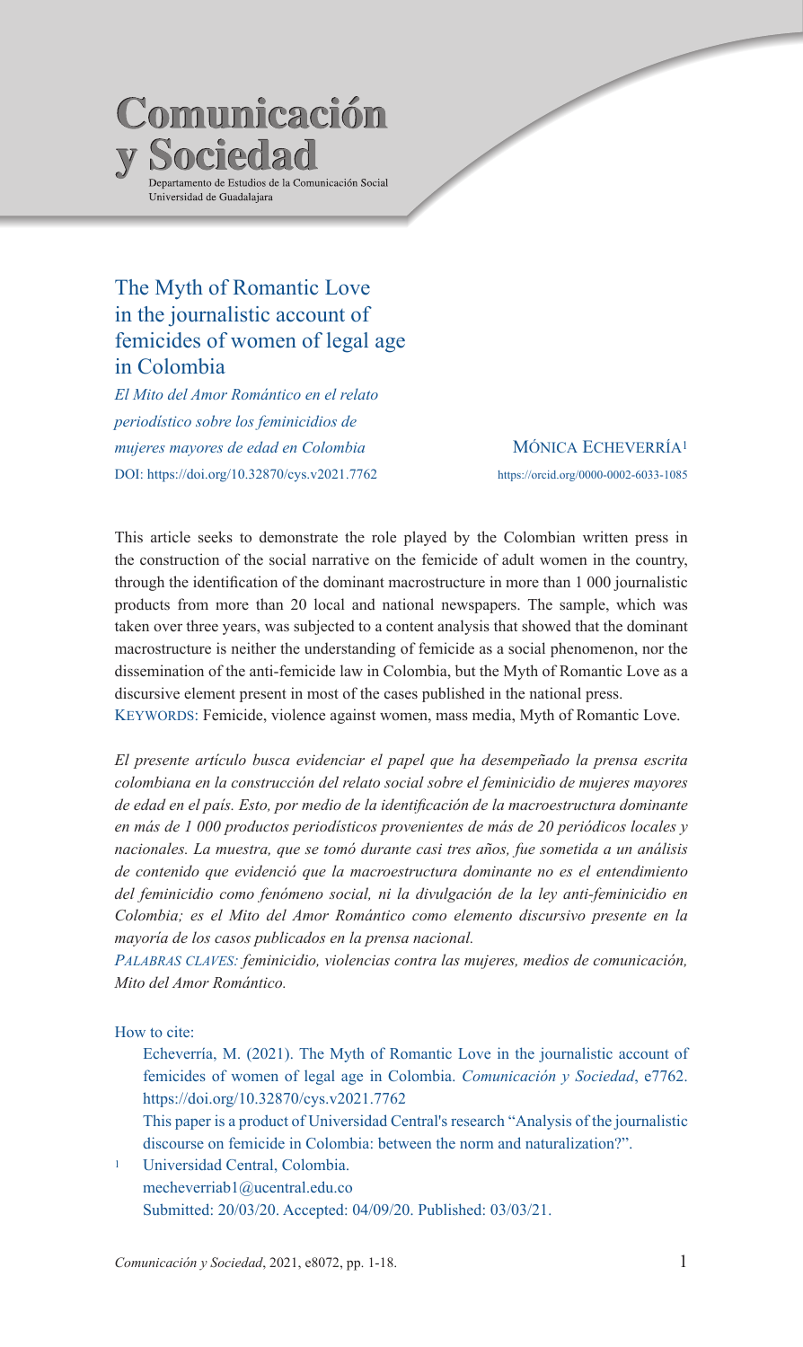# The Myth of Romantic Love in the journalistic account of femicides of women of legal age in Colombia

*El Mito del Amor Romántico en el relato periodístico sobre los feminicidios de mujeres mayores de edad en Colombia*

DOI: https://doi.org/10.32870/cys.v2021.7762

MÓNICA ECHEVERRÍA[1]

https://orcid.org/0000-0002-6033-1085

This article seeks to demonstrate the role played by the Colombian written press in the construction of the social narrative on the femicide of adult women in the country, through the identification of the dominant macrostructure in more than 1 000 journalistic products from more than 20 local and national newspapers. The sample, which was taken over three years, was subjected to a content analysis that showed that the dominant macrostructure is neither the understanding of femicide as a social phenomenon, nor the dissemination of the anti-femicide law in Colombia, but the Myth of Romantic Love as a discursive element present in most of the cases published in the national press.

KEYWORDS: Femicide, violence against women, mass media, Myth of Romantic Love.

*El presente artículo busca evidenciar el papel que ha desempeñado la prensa escrita colombiana en la construcción del relato social sobre el feminicidio de mujeres mayores de edad en el país. Esto, por medio de la identificación de la macroestructura dominante en más de 1 000 productos periodísticos provenientes de más de 20 periódicos locales y nacionales. La muestra, que se tomó durante casi tres años, fue sometida a un análisis de contenido que evidenció que la macroestructura dominante no es el entendimiento del feminicidio como fenómeno social, ni la divulgación de la ley anti-feminicidio en Colombia; es el Mito del Amor Romántico como elemento discursivo presente en la mayoría de los casos publicados en la prensa nacional.*

*PALABRAS CLAVES: feminicidio, violencias contra las mujeres, medios de comunicación, Mito del Amor Romántico.*

How to cite:

Echeverría, M. (2021). The Myth of Romantic Love in the journalistic account of femicides of women of legal age in Colombia. *Comunicación y Sociedad*, e7762. https://doi.org/10.32870/cys.v2021.7762

This paper is a product of Universidad Central's research "Analysis of the journalistic discourse on femicide in Colombia: between the norm and naturalization?".

[1] Universidad Central, Colombia.
mecheverriab1@ucentral.edu.co
Submitted: 20/03/20. Accepted: 04/09/20. Published: 03/03/21.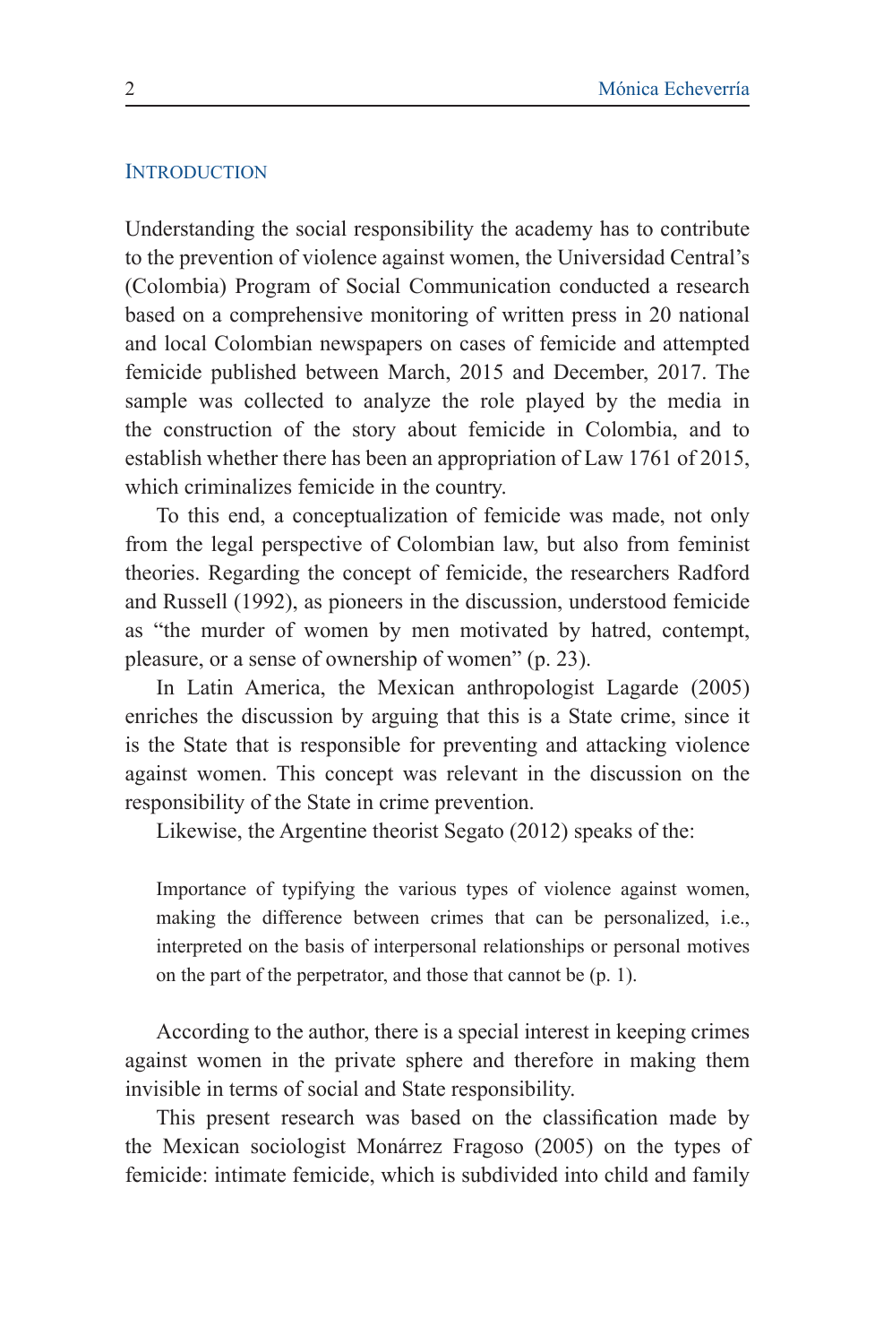## Introduction

Understanding the social responsibility the academy has to contribute to the prevention of violence against women, the Universidad Central's (Colombia) Program of Social Communication conducted a research based on a comprehensive monitoring of written press in 20 national and local Colombian newspapers on cases of femicide and attempted femicide published between March, 2015 and December, 2017. The sample was collected to analyze the role played by the media in the construction of the story about femicide in Colombia, and to establish whether there has been an appropriation of Law 1761 of 2015, which criminalizes femicide in the country.

To this end, a conceptualization of femicide was made, not only from the legal perspective of Colombian law, but also from feminist theories. Regarding the concept of femicide, the researchers Radford and Russell (1992), as pioneers in the discussion, understood femicide as "the murder of women by men motivated by hatred, contempt, pleasure, or a sense of ownership of women" (p. 23).

In Latin America, the Mexican anthropologist Lagarde (2005) enriches the discussion by arguing that this is a State crime, since it is the State that is responsible for preventing and attacking violence against women. This concept was relevant in the discussion on the responsibility of the State in crime prevention.

Likewise, the Argentine theorist Segato (2012) speaks of the:

> Importance of typifying the various types of violence against women, making the difference between crimes that can be personalized, i.e., interpreted on the basis of interpersonal relationships or personal motives on the part of the perpetrator, and those that cannot be (p. 1).

According to the author, there is a special interest in keeping crimes against women in the private sphere and therefore in making them invisible in terms of social and State responsibility.

This present research was based on the classification made by the Mexican sociologist Monárrez Fragoso (2005) on the types of femicide: intimate femicide, which is subdivided into child and family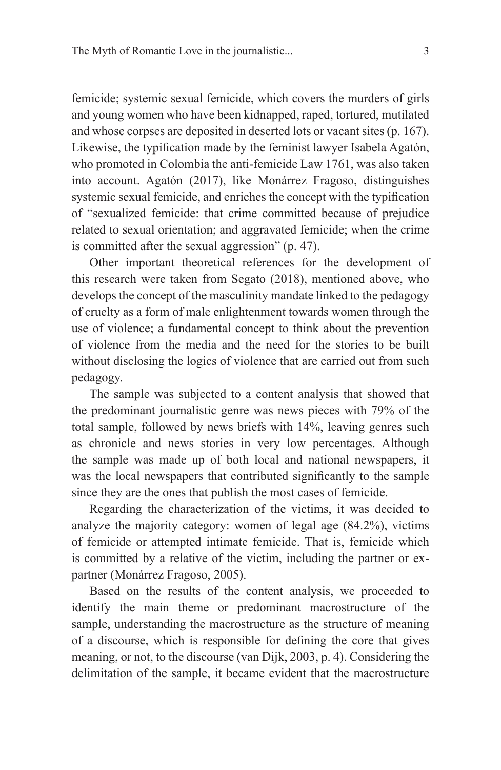femicide; systemic sexual femicide, which covers the murders of girls and young women who have been kidnapped, raped, tortured, mutilated and whose corpses are deposited in deserted lots or vacant sites (p. 167). Likewise, the typification made by the feminist lawyer Isabela Agatón, who promoted in Colombia the anti-femicide Law 1761, was also taken into account. Agatón (2017), like Monárrez Fragoso, distinguishes systemic sexual femicide, and enriches the concept with the typification of "sexualized femicide: that crime committed because of prejudice related to sexual orientation; and aggravated femicide; when the crime is committed after the sexual aggression" (p. 47).

Other important theoretical references for the development of this research were taken from Segato (2018), mentioned above, who develops the concept of the masculinity mandate linked to the pedagogy of cruelty as a form of male enlightenment towards women through the use of violence; a fundamental concept to think about the prevention of violence from the media and the need for the stories to be built without disclosing the logics of violence that are carried out from such pedagogy.

The sample was subjected to a content analysis that showed that the predominant journalistic genre was news pieces with 79% of the total sample, followed by news briefs with 14%, leaving genres such as chronicle and news stories in very low percentages. Although the sample was made up of both local and national newspapers, it was the local newspapers that contributed significantly to the sample since they are the ones that publish the most cases of femicide.

Regarding the characterization of the victims, it was decided to analyze the majority category: women of legal age (84.2%), victims of femicide or attempted intimate femicide. That is, femicide which is committed by a relative of the victim, including the partner or ex-partner (Monárrez Fragoso, 2005).

Based on the results of the content analysis, we proceeded to identify the main theme or predominant macrostructure of the sample, understanding the macrostructure as the structure of meaning of a discourse, which is responsible for defining the core that gives meaning, or not, to the discourse (van Dijk, 2003, p. 4). Considering the delimitation of the sample, it became evident that the macrostructure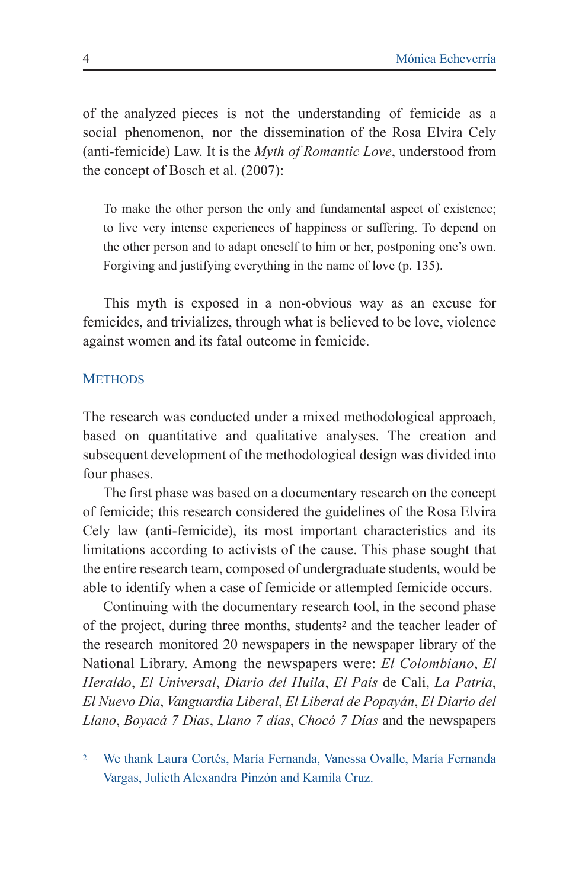of the analyzed pieces is not the understanding of femicide as a social phenomenon, nor the dissemination of the Rosa Elvira Cely (anti-femicide) Law. It is the *Myth of Romantic Love*, understood from the concept of Bosch et al. (2007):

> To make the other person the only and fundamental aspect of existence; to live very intense experiences of happiness or suffering. To depend on the other person and to adapt oneself to him or her, postponing one's own. Forgiving and justifying everything in the name of love (p. 135).

This myth is exposed in a non-obvious way as an excuse for femicides, and trivializes, through what is believed to be love, violence against women and its fatal outcome in femicide.

## Methods

The research was conducted under a mixed methodological approach, based on quantitative and qualitative analyses. The creation and subsequent development of the methodological design was divided into four phases.

The first phase was based on a documentary research on the concept of femicide; this research considered the guidelines of the Rosa Elvira Cely law (anti-femicide), its most important characteristics and its limitations according to activists of the cause. This phase sought that the entire research team, composed of undergraduate students, would be able to identify when a case of femicide or attempted femicide occurs.

Continuing with the documentary research tool, in the second phase of the project, during three months, students[2] and the teacher leader of the research monitored 20 newspapers in the newspaper library of the National Library. Among the newspapers were: *El Colombiano*, *El Heraldo*, *El Universal*, *Diario del Huila*, *El País* de Cali, *La Patria*, *El Nuevo Día*, *Vanguardia Liberal*, *El Liberal de Popayán*, *El Diario del Llano*, *Boyacá 7 Días*, *Llano 7 días*, *Chocó 7 Días* and the newspapers

---

[2] We thank Laura Cortés, María Fernanda, Vanessa Ovalle, María Fernanda Vargas, Julieth Alexandra Pinzón and Kamila Cruz.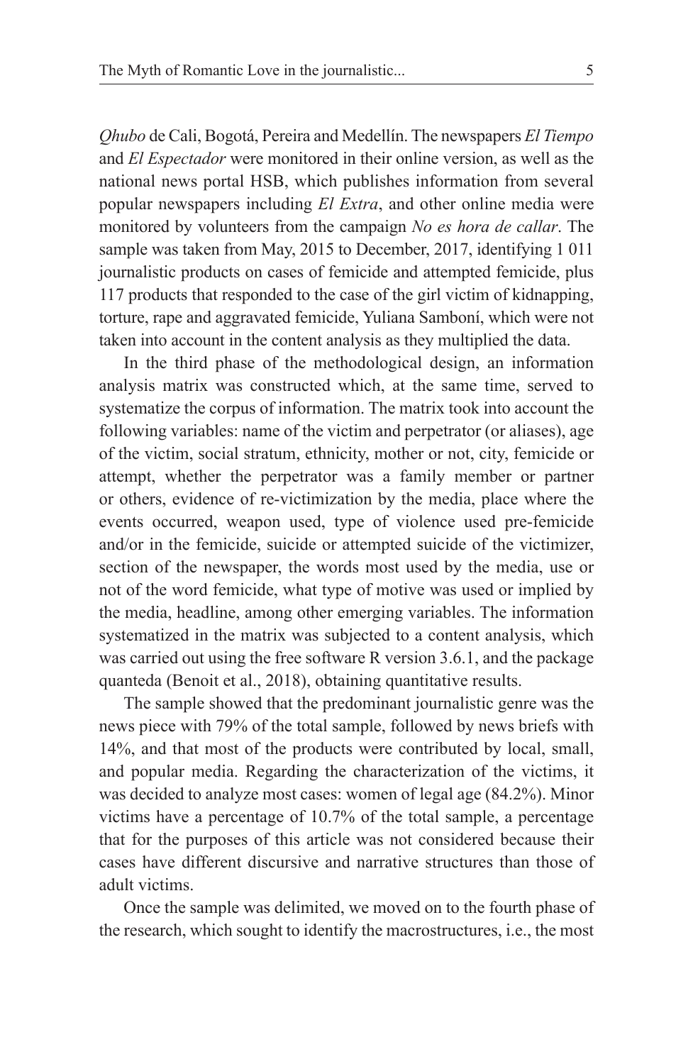*Qhubo* de Cali, Bogotá, Pereira and Medellín. The newspapers *El Tiempo* and *El Espectador* were monitored in their online version, as well as the national news portal HSB, which publishes information from several popular newspapers including *El Extra*, and other online media were monitored by volunteers from the campaign *No es hora de callar*. The sample was taken from May, 2015 to December, 2017, identifying 1 011 journalistic products on cases of femicide and attempted femicide, plus 117 products that responded to the case of the girl victim of kidnapping, torture, rape and aggravated femicide, Yuliana Samboní, which were not taken into account in the content analysis as they multiplied the data.

In the third phase of the methodological design, an information analysis matrix was constructed which, at the same time, served to systematize the corpus of information. The matrix took into account the following variables: name of the victim and perpetrator (or aliases), age of the victim, social stratum, ethnicity, mother or not, city, femicide or attempt, whether the perpetrator was a family member or partner or others, evidence of re-victimization by the media, place where the events occurred, weapon used, type of violence used pre-femicide and/or in the femicide, suicide or attempted suicide of the victimizer, section of the newspaper, the words most used by the media, use or not of the word femicide, what type of motive was used or implied by the media, headline, among other emerging variables. The information systematized in the matrix was subjected to a content analysis, which was carried out using the free software R version 3.6.1, and the package quanteda (Benoit et al., 2018), obtaining quantitative results.

The sample showed that the predominant journalistic genre was the news piece with 79% of the total sample, followed by news briefs with 14%, and that most of the products were contributed by local, small, and popular media. Regarding the characterization of the victims, it was decided to analyze most cases: women of legal age (84.2%). Minor victims have a percentage of 10.7% of the total sample, a percentage that for the purposes of this article was not considered because their cases have different discursive and narrative structures than those of adult victims.

Once the sample was delimited, we moved on to the fourth phase of the research, which sought to identify the macrostructures, i.e., the most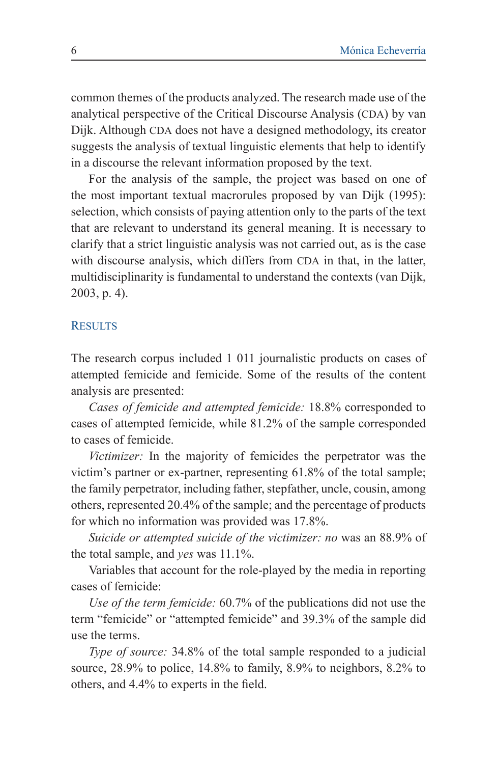common themes of the products analyzed. The research made use of the analytical perspective of the Critical Discourse Analysis (CDA) by van Dijk. Although CDA does not have a designed methodology, its creator suggests the analysis of textual linguistic elements that help to identify in a discourse the relevant information proposed by the text.

For the analysis of the sample, the project was based on one of the most important textual macrorules proposed by van Dijk (1995): selection, which consists of paying attention only to the parts of the text that are relevant to understand its general meaning. It is necessary to clarify that a strict linguistic analysis was not carried out, as is the case with discourse analysis, which differs from CDA in that, in the latter, multidisciplinarity is fundamental to understand the contexts (van Dijk, 2003, p. 4).

## Results

The research corpus included 1 011 journalistic products on cases of attempted femicide and femicide. Some of the results of the content analysis are presented:

*Cases of femicide and attempted femicide:* 18.8% corresponded to cases of attempted femicide, while 81.2% of the sample corresponded to cases of femicide.

*Victimizer:* In the majority of femicides the perpetrator was the victim's partner or ex-partner, representing 61.8% of the total sample; the family perpetrator, including father, stepfather, uncle, cousin, among others, represented 20.4% of the sample; and the percentage of products for which no information was provided was 17.8%.

*Suicide or attempted suicide of the victimizer: no* was an 88.9% of the total sample, and *yes* was 11.1%.

Variables that account for the role-played by the media in reporting cases of femicide:

*Use of the term femicide:* 60.7% of the publications did not use the term "femicide" or "attempted femicide" and 39.3% of the sample did use the terms.

*Type of source:* 34.8% of the total sample responded to a judicial source, 28.9% to police, 14.8% to family, 8.9% to neighbors, 8.2% to others, and 4.4% to experts in the field.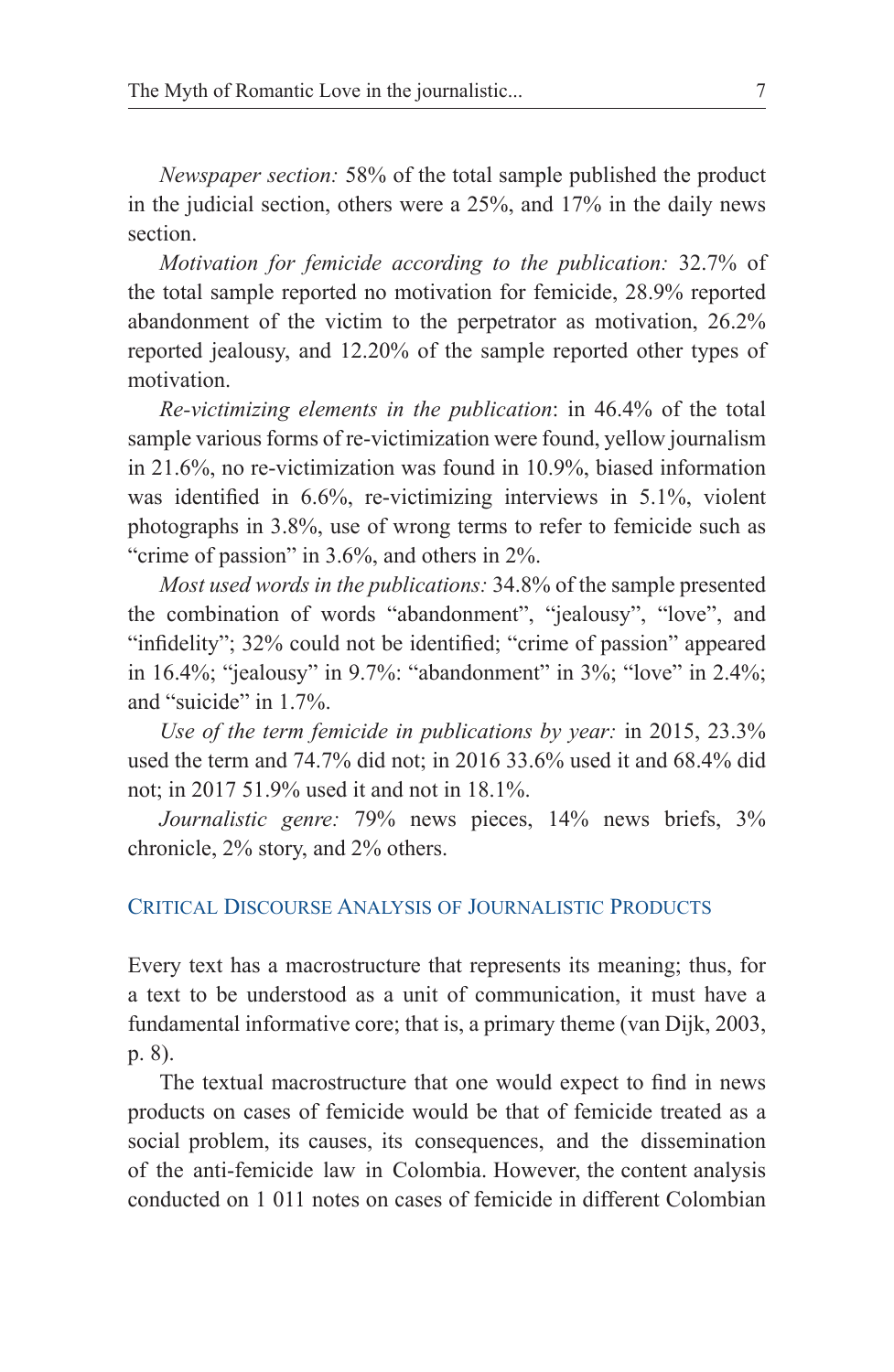*Newspaper section:* 58% of the total sample published the product in the judicial section, others were a 25%, and 17% in the daily news section.

*Motivation for femicide according to the publication:* 32.7% of the total sample reported no motivation for femicide, 28.9% reported abandonment of the victim to the perpetrator as motivation, 26.2% reported jealousy, and 12.20% of the sample reported other types of motivation.

*Re-victimizing elements in the publication*: in 46.4% of the total sample various forms of re-victimization were found, yellow journalism in 21.6%, no re-victimization was found in 10.9%, biased information was identified in 6.6%, re-victimizing interviews in 5.1%, violent photographs in 3.8%, use of wrong terms to refer to femicide such as "crime of passion" in 3.6%, and others in 2%.

*Most used words in the publications:* 34.8% of the sample presented the combination of words "abandonment", "jealousy", "love", and "infidelity"; 32% could not be identified; "crime of passion" appeared in 16.4%; "jealousy" in 9.7%: "abandonment" in 3%; "love" in 2.4%; and "suicide" in 1.7%.

*Use of the term femicide in publications by year:* in 2015, 23.3% used the term and 74.7% did not; in 2016 33.6% used it and 68.4% did not; in 2017 51.9% used it and not in 18.1%.

*Journalistic genre:* 79% news pieces, 14% news briefs, 3% chronicle, 2% story, and 2% others.

## Critical Discourse Analysis of Journalistic Products

Every text has a macrostructure that represents its meaning; thus, for a text to be understood as a unit of communication, it must have a fundamental informative core; that is, a primary theme (van Dijk, 2003, p. 8).

The textual macrostructure that one would expect to find in news products on cases of femicide would be that of femicide treated as a social problem, its causes, its consequences, and the dissemination of the anti-femicide law in Colombia. However, the content analysis conducted on 1 011 notes on cases of femicide in different Colombian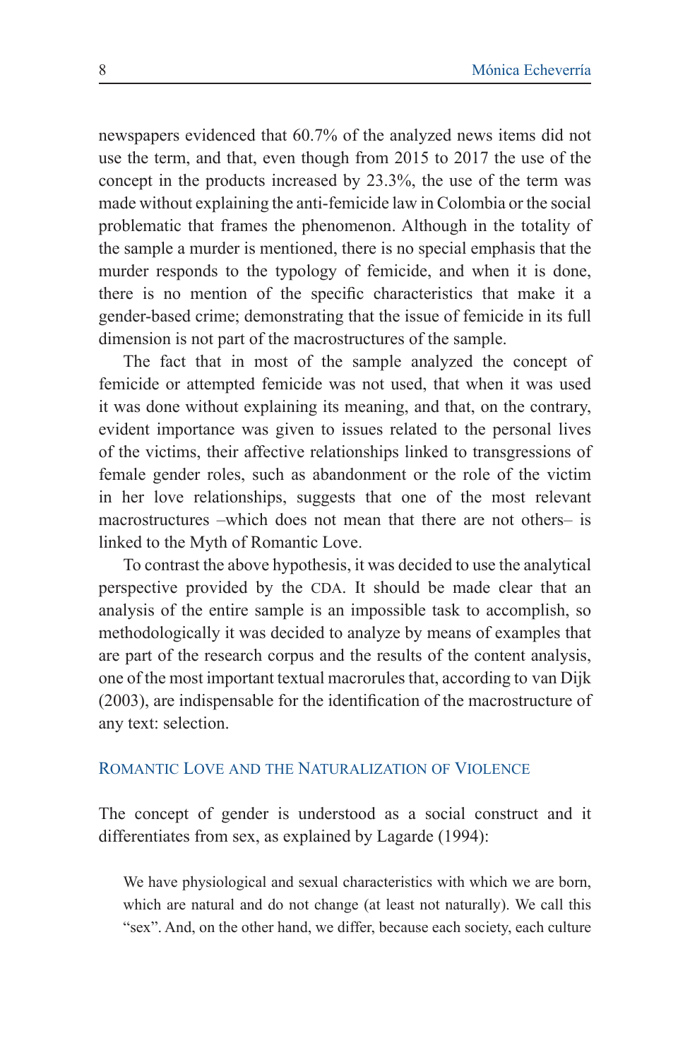newspapers evidenced that 60.7% of the analyzed news items did not use the term, and that, even though from 2015 to 2017 the use of the concept in the products increased by 23.3%, the use of the term was made without explaining the anti-femicide law in Colombia or the social problematic that frames the phenomenon. Although in the totality of the sample a murder is mentioned, there is no special emphasis that the murder responds to the typology of femicide, and when it is done, there is no mention of the specific characteristics that make it a gender-based crime; demonstrating that the issue of femicide in its full dimension is not part of the macrostructures of the sample.

The fact that in most of the sample analyzed the concept of femicide or attempted femicide was not used, that when it was used it was done without explaining its meaning, and that, on the contrary, evident importance was given to issues related to the personal lives of the victims, their affective relationships linked to transgressions of female gender roles, such as abandonment or the role of the victim in her love relationships, suggests that one of the most relevant macrostructures –which does not mean that there are not others– is linked to the Myth of Romantic Love.

To contrast the above hypothesis, it was decided to use the analytical perspective provided by the CDA. It should be made clear that an analysis of the entire sample is an impossible task to accomplish, so methodologically it was decided to analyze by means of examples that are part of the research corpus and the results of the content analysis, one of the most important textual macrorules that, according to van Dijk (2003), are indispensable for the identification of the macrostructure of any text: selection.

## Romantic Love and the Naturalization of Violence

The concept of gender is understood as a social construct and it differentiates from sex, as explained by Lagarde (1994):

> We have physiological and sexual characteristics with which we are born, which are natural and do not change (at least not naturally). We call this "sex". And, on the other hand, we differ, because each society, each culture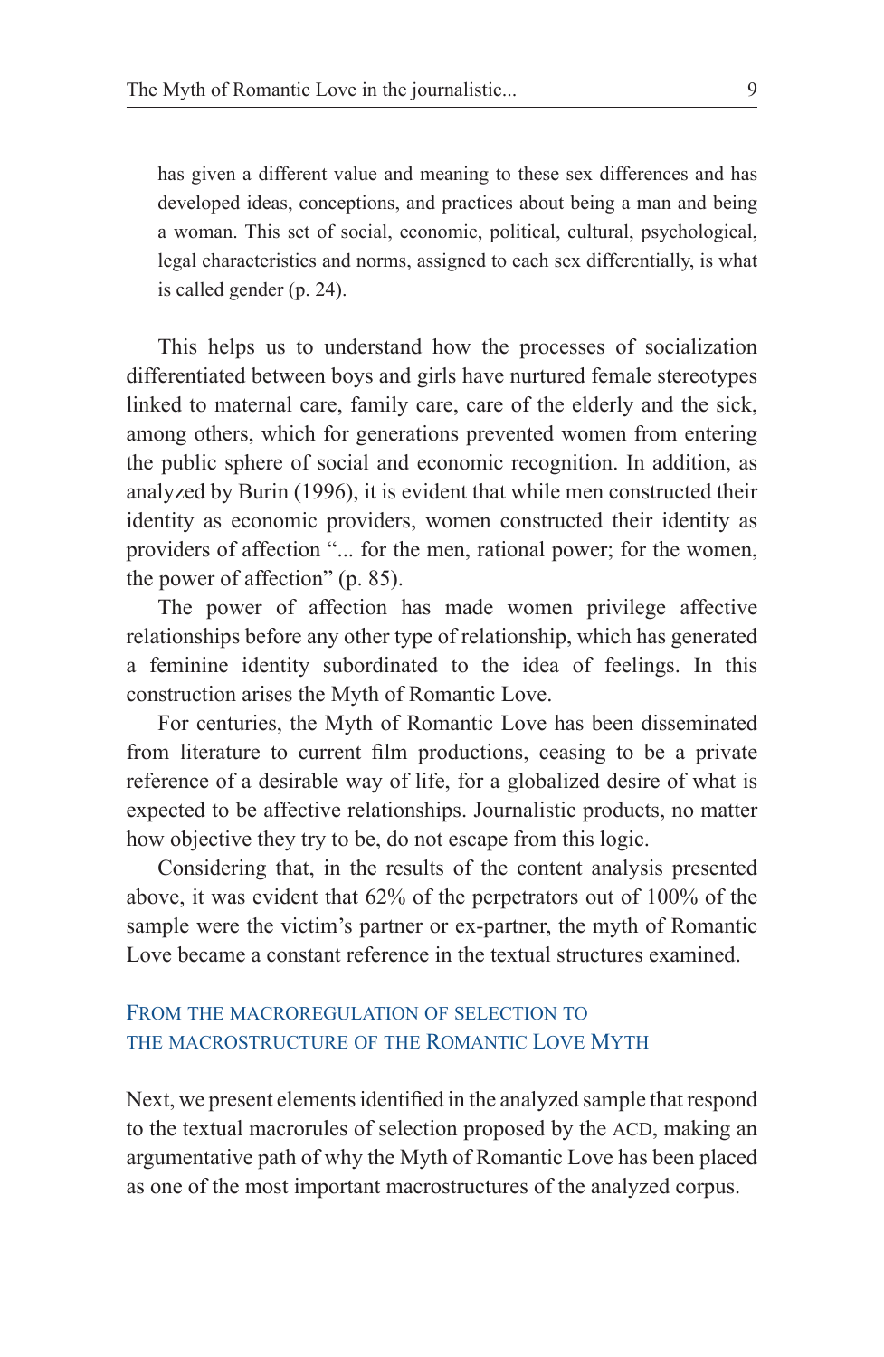> has given a different value and meaning to these sex differences and has developed ideas, conceptions, and practices about being a man and being a woman. This set of social, economic, political, cultural, psychological, legal characteristics and norms, assigned to each sex differentially, is what is called gender (p. 24).

This helps us to understand how the processes of socialization differentiated between boys and girls have nurtured female stereotypes linked to maternal care, family care, care of the elderly and the sick, among others, which for generations prevented women from entering the public sphere of social and economic recognition. In addition, as analyzed by Burin (1996), it is evident that while men constructed their identity as economic providers, women constructed their identity as providers of affection "... for the men, rational power; for the women, the power of affection" (p. 85).

The power of affection has made women privilege affective relationships before any other type of relationship, which has generated a feminine identity subordinated to the idea of feelings. In this construction arises the Myth of Romantic Love.

For centuries, the Myth of Romantic Love has been disseminated from literature to current film productions, ceasing to be a private reference of a desirable way of life, for a globalized desire of what is expected to be affective relationships. Journalistic products, no matter how objective they try to be, do not escape from this logic.

Considering that, in the results of the content analysis presented above, it was evident that 62% of the perpetrators out of 100% of the sample were the victim's partner or ex-partner, the myth of Romantic Love became a constant reference in the textual structures examined.

## From the Macroregulation of Selection to the Macrostructure of the Romantic Love Myth

Next, we present elements identified in the analyzed sample that respond to the textual macrorules of selection proposed by the ACD, making an argumentative path of why the Myth of Romantic Love has been placed as one of the most important macrostructures of the analyzed corpus.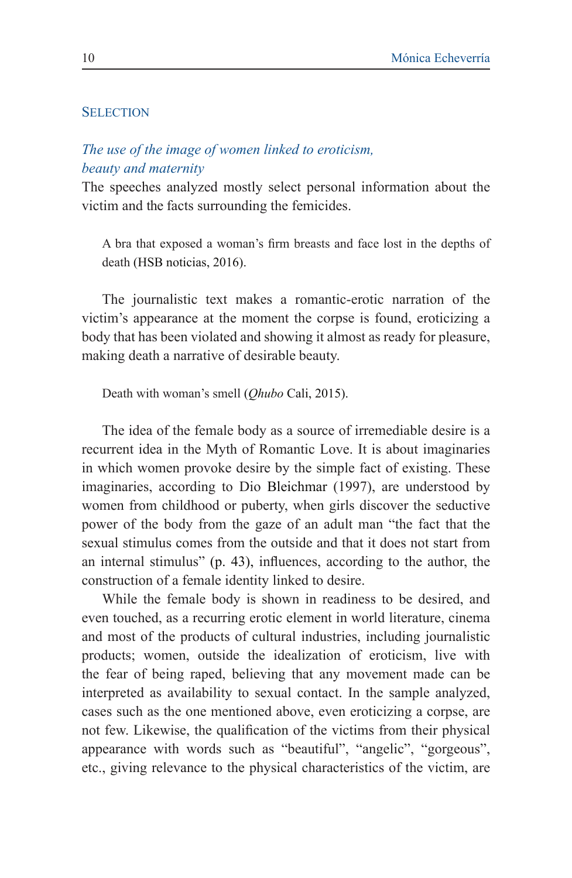## Selection

*The use of the image of women linked to eroticism, beauty and maternity*

The speeches analyzed mostly select personal information about the victim and the facts surrounding the femicides.

> A bra that exposed a woman's firm breasts and face lost in the depths of death (HSB noticias, 2016).

The journalistic text makes a romantic-erotic narration of the victim's appearance at the moment the corpse is found, eroticizing a body that has been violated and showing it almost as ready for pleasure, making death a narrative of desirable beauty.

> Death with woman's smell (*Qhubo* Cali, 2015).

The idea of the female body as a source of irremediable desire is a recurrent idea in the Myth of Romantic Love. It is about imaginaries in which women provoke desire by the simple fact of existing. These imaginaries, according to Dio Bleichmar (1997), are understood by women from childhood or puberty, when girls discover the seductive power of the body from the gaze of an adult man "the fact that the sexual stimulus comes from the outside and that it does not start from an internal stimulus" (p. 43), influences, according to the author, the construction of a female identity linked to desire.

While the female body is shown in readiness to be desired, and even touched, as a recurring erotic element in world literature, cinema and most of the products of cultural industries, including journalistic products; women, outside the idealization of eroticism, live with the fear of being raped, believing that any movement made can be interpreted as availability to sexual contact. In the sample analyzed, cases such as the one mentioned above, even eroticizing a corpse, are not few. Likewise, the qualification of the victims from their physical appearance with words such as "beautiful", "angelic", "gorgeous", etc., giving relevance to the physical characteristics of the victim, are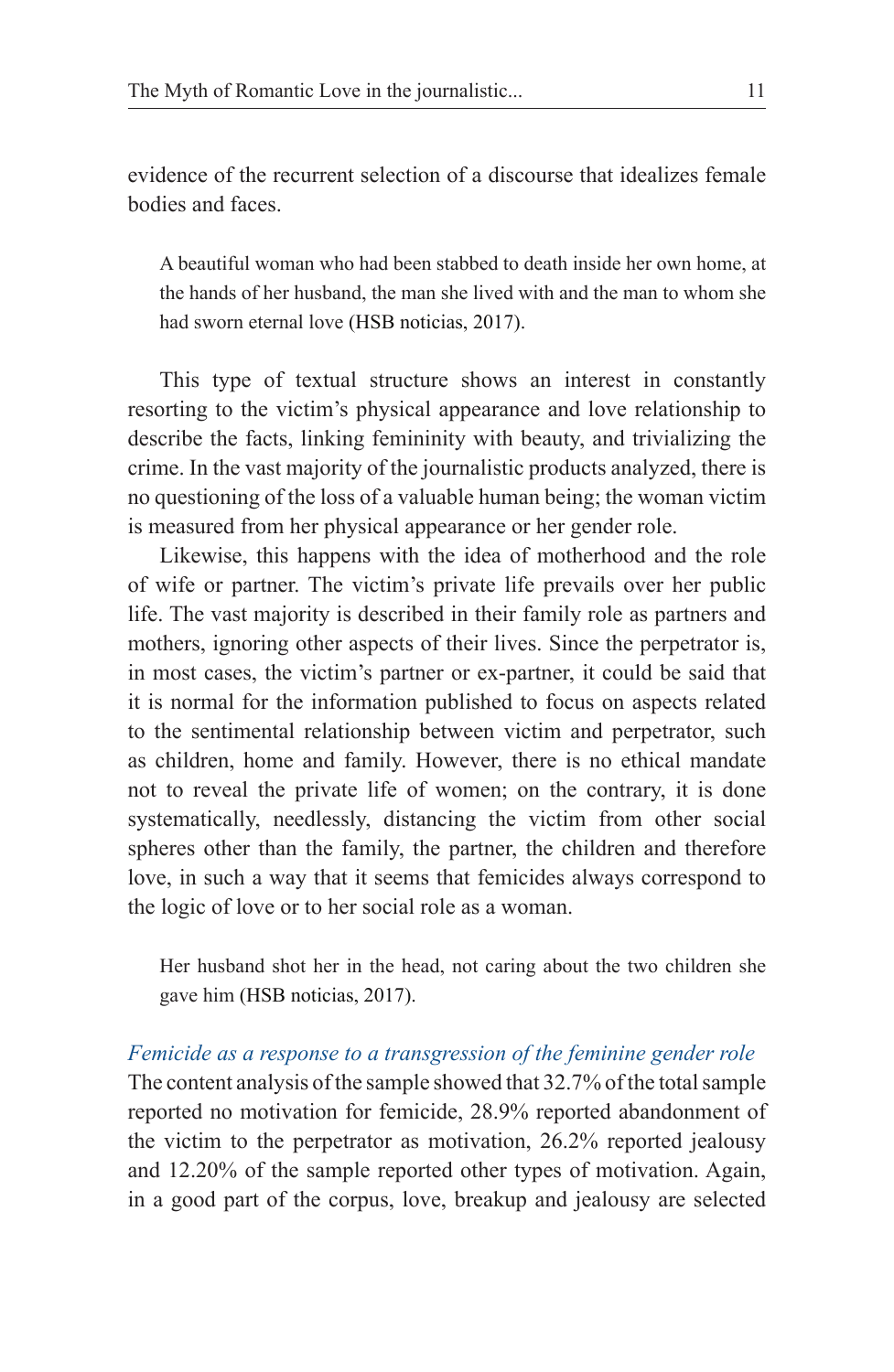evidence of the recurrent selection of a discourse that idealizes female bodies and faces.

> A beautiful woman who had been stabbed to death inside her own home, at the hands of her husband, the man she lived with and the man to whom she had sworn eternal love (HSB noticias, 2017).

This type of textual structure shows an interest in constantly resorting to the victim's physical appearance and love relationship to describe the facts, linking femininity with beauty, and trivializing the crime. In the vast majority of the journalistic products analyzed, there is no questioning of the loss of a valuable human being; the woman victim is measured from her physical appearance or her gender role.

Likewise, this happens with the idea of motherhood and the role of wife or partner. The victim's private life prevails over her public life. The vast majority is described in their family role as partners and mothers, ignoring other aspects of their lives. Since the perpetrator is, in most cases, the victim's partner or ex-partner, it could be said that it is normal for the information published to focus on aspects related to the sentimental relationship between victim and perpetrator, such as children, home and family. However, there is no ethical mandate not to reveal the private life of women; on the contrary, it is done systematically, needlessly, distancing the victim from other social spheres other than the family, the partner, the children and therefore love, in such a way that it seems that femicides always correspond to the logic of love or to her social role as a woman.

> Her husband shot her in the head, not caring about the two children she gave him (HSB noticias, 2017).

### *Femicide as a response to a transgression of the feminine gender role*

The content analysis of the sample showed that 32.7% of the total sample reported no motivation for femicide, 28.9% reported abandonment of the victim to the perpetrator as motivation, 26.2% reported jealousy and 12.20% of the sample reported other types of motivation. Again, in a good part of the corpus, love, breakup and jealousy are selected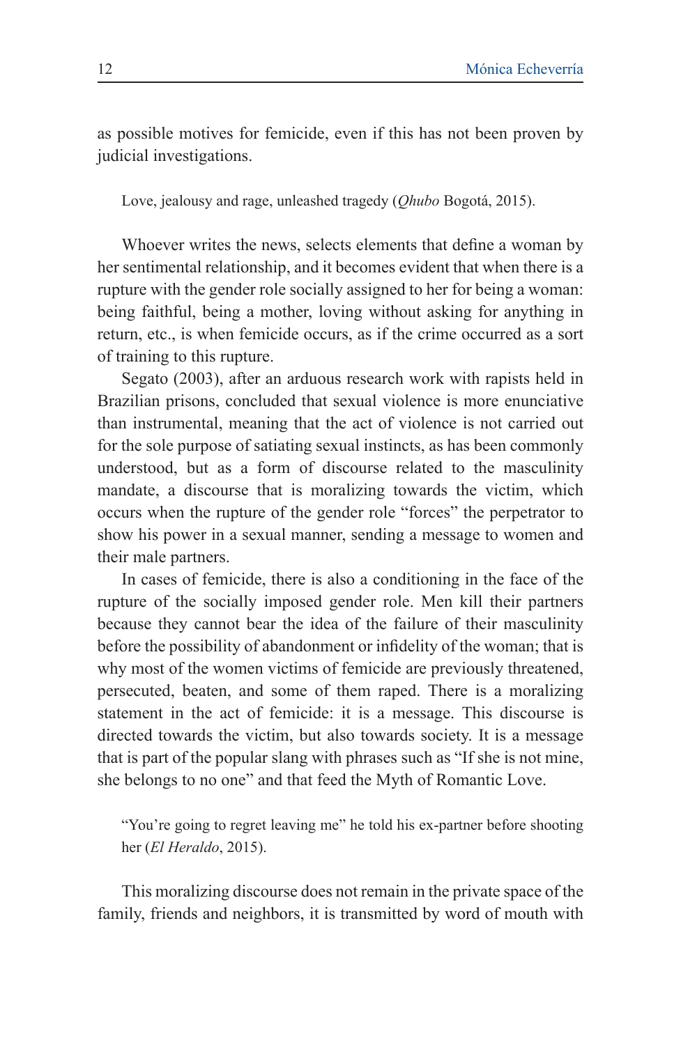as possible motives for femicide, even if this has not been proven by judicial investigations.

> Love, jealousy and rage, unleashed tragedy (*Qhubo* Bogotá, 2015).

Whoever writes the news, selects elements that define a woman by her sentimental relationship, and it becomes evident that when there is a rupture with the gender role socially assigned to her for being a woman: being faithful, being a mother, loving without asking for anything in return, etc., is when femicide occurs, as if the crime occurred as a sort of training to this rupture.

Segato (2003), after an arduous research work with rapists held in Brazilian prisons, concluded that sexual violence is more enunciative than instrumental, meaning that the act of violence is not carried out for the sole purpose of satiating sexual instincts, as has been commonly understood, but as a form of discourse related to the masculinity mandate, a discourse that is moralizing towards the victim, which occurs when the rupture of the gender role "forces" the perpetrator to show his power in a sexual manner, sending a message to women and their male partners.

In cases of femicide, there is also a conditioning in the face of the rupture of the socially imposed gender role. Men kill their partners because they cannot bear the idea of the failure of their masculinity before the possibility of abandonment or infidelity of the woman; that is why most of the women victims of femicide are previously threatened, persecuted, beaten, and some of them raped. There is a moralizing statement in the act of femicide: it is a message. This discourse is directed towards the victim, but also towards society. It is a message that is part of the popular slang with phrases such as "If she is not mine, she belongs to no one" and that feed the Myth of Romantic Love.

> "You're going to regret leaving me" he told his ex-partner before shooting her (*El Heraldo*, 2015).

This moralizing discourse does not remain in the private space of the family, friends and neighbors, it is transmitted by word of mouth with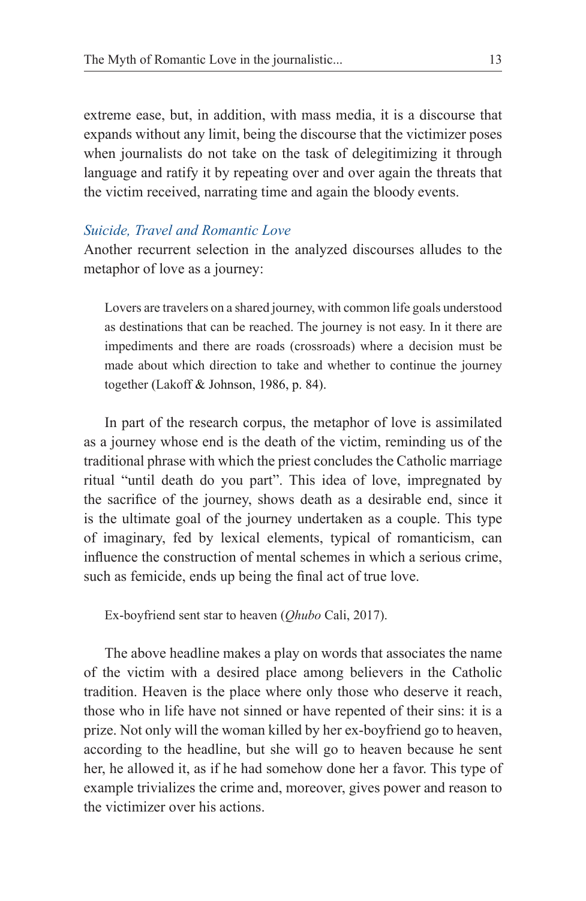extreme ease, but, in addition, with mass media, it is a discourse that expands without any limit, being the discourse that the victimizer poses when journalists do not take on the task of delegitimizing it through language and ratify it by repeating over and over again the threats that the victim received, narrating time and again the bloody events.

### *Suicide, Travel and Romantic Love*

Another recurrent selection in the analyzed discourses alludes to the metaphor of love as a journey:

> Lovers are travelers on a shared journey, with common life goals understood as destinations that can be reached. The journey is not easy. In it there are impediments and there are roads (crossroads) where a decision must be made about which direction to take and whether to continue the journey together (Lakoff & Johnson, 1986, p. 84).

In part of the research corpus, the metaphor of love is assimilated as a journey whose end is the death of the victim, reminding us of the traditional phrase with which the priest concludes the Catholic marriage ritual "until death do you part". This idea of love, impregnated by the sacrifice of the journey, shows death as a desirable end, since it is the ultimate goal of the journey undertaken as a couple. This type of imaginary, fed by lexical elements, typical of romanticism, can influence the construction of mental schemes in which a serious crime, such as femicide, ends up being the final act of true love.

> Ex-boyfriend sent star to heaven (*Qhubo* Cali, 2017).

The above headline makes a play on words that associates the name of the victim with a desired place among believers in the Catholic tradition. Heaven is the place where only those who deserve it reach, those who in life have not sinned or have repented of their sins: it is a prize. Not only will the woman killed by her ex-boyfriend go to heaven, according to the headline, but she will go to heaven because he sent her, he allowed it, as if he had somehow done her a favor. This type of example trivializes the crime and, moreover, gives power and reason to the victimizer over his actions.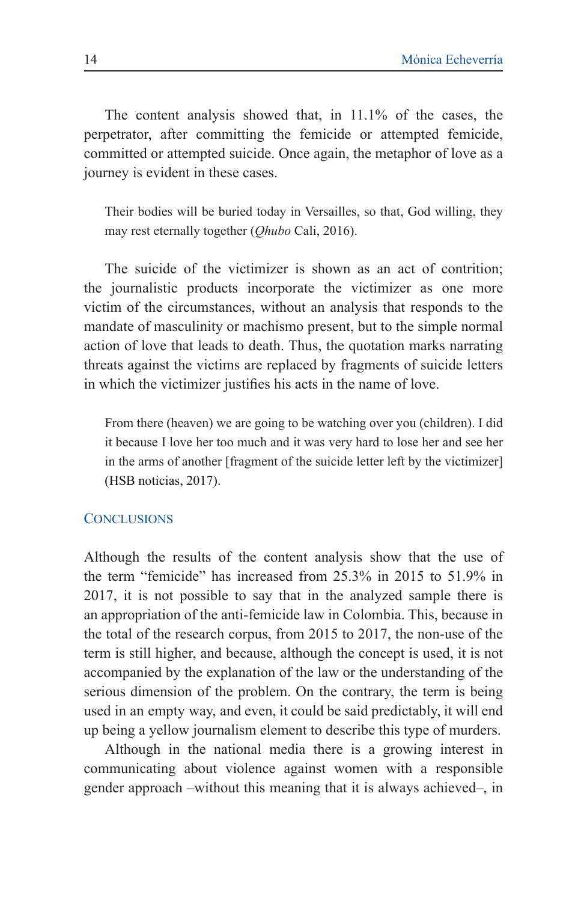The content analysis showed that, in 11.1% of the cases, the perpetrator, after committing the femicide or attempted femicide, committed or attempted suicide. Once again, the metaphor of love as a journey is evident in these cases.

> Their bodies will be buried today in Versailles, so that, God willing, they may rest eternally together (*Qhubo* Cali, 2016).

The suicide of the victimizer is shown as an act of contrition; the journalistic products incorporate the victimizer as one more victim of the circumstances, without an analysis that responds to the mandate of masculinity or machismo present, but to the simple normal action of love that leads to death. Thus, the quotation marks narrating threats against the victims are replaced by fragments of suicide letters in which the victimizer justifies his acts in the name of love.

> From there (heaven) we are going to be watching over you (children). I did it because I love her too much and it was very hard to lose her and see her in the arms of another [fragment of the suicide letter left by the victimizer] (HSB noticias, 2017).

## Conclusions

Although the results of the content analysis show that the use of the term "femicide" has increased from 25.3% in 2015 to 51.9% in 2017, it is not possible to say that in the analyzed sample there is an appropriation of the anti-femicide law in Colombia. This, because in the total of the research corpus, from 2015 to 2017, the non-use of the term is still higher, and because, although the concept is used, it is not accompanied by the explanation of the law or the understanding of the serious dimension of the problem. On the contrary, the term is being used in an empty way, and even, it could be said predictably, it will end up being a yellow journalism element to describe this type of murders.

Although in the national media there is a growing interest in communicating about violence against women with a responsible gender approach –without this meaning that it is always achieved–, in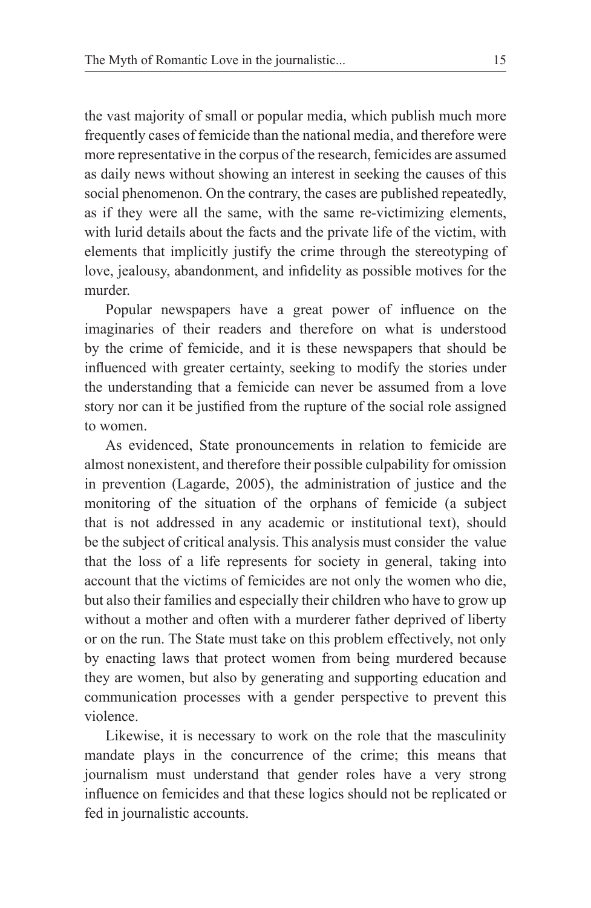the vast majority of small or popular media, which publish much more frequently cases of femicide than the national media, and therefore were more representative in the corpus of the research, femicides are assumed as daily news without showing an interest in seeking the causes of this social phenomenon. On the contrary, the cases are published repeatedly, as if they were all the same, with the same re-victimizing elements, with lurid details about the facts and the private life of the victim, with elements that implicitly justify the crime through the stereotyping of love, jealousy, abandonment, and infidelity as possible motives for the murder.

Popular newspapers have a great power of influence on the imaginaries of their readers and therefore on what is understood by the crime of femicide, and it is these newspapers that should be influenced with greater certainty, seeking to modify the stories under the understanding that a femicide can never be assumed from a love story nor can it be justified from the rupture of the social role assigned to women.

As evidenced, State pronouncements in relation to femicide are almost nonexistent, and therefore their possible culpability for omission in prevention (Lagarde, 2005), the administration of justice and the monitoring of the situation of the orphans of femicide (a subject that is not addressed in any academic or institutional text), should be the subject of critical analysis. This analysis must consider the value that the loss of a life represents for society in general, taking into account that the victims of femicides are not only the women who die, but also their families and especially their children who have to grow up without a mother and often with a murderer father deprived of liberty or on the run. The State must take on this problem effectively, not only by enacting laws that protect women from being murdered because they are women, but also by generating and supporting education and communication processes with a gender perspective to prevent this violence.

Likewise, it is necessary to work on the role that the masculinity mandate plays in the concurrence of the crime; this means that journalism must understand that gender roles have a very strong influence on femicides and that these logics should not be replicated or fed in journalistic accounts.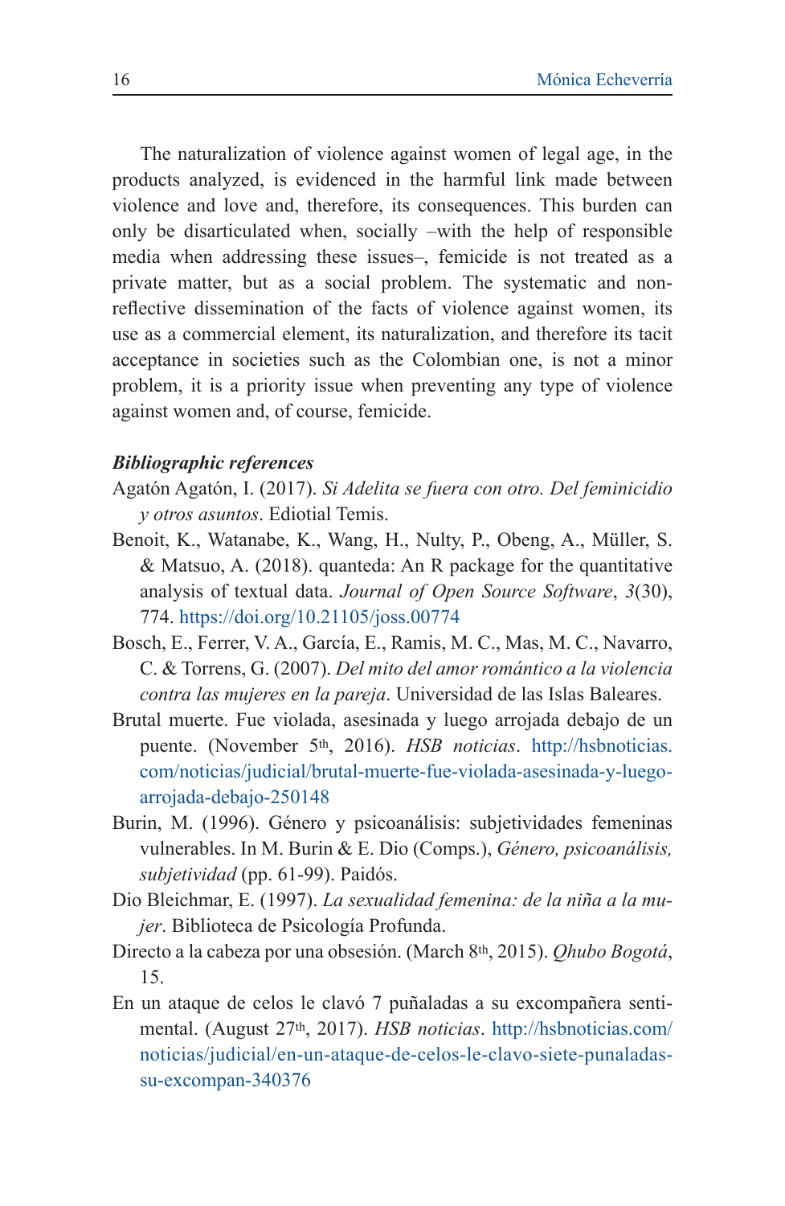The naturalization of violence against women of legal age, in the products analyzed, is evidenced in the harmful link made between violence and love and, therefore, its consequences. This burden can only be disarticulated when, socially –with the help of responsible media when addressing these issues–, femicide is not treated as a private matter, but as a social problem. The systematic and non-reflective dissemination of the facts of violence against women, its use as a commercial element, its naturalization, and therefore its tacit acceptance in societies such as the Colombian one, is not a minor problem, it is a priority issue when preventing any type of violence against women and, of course, femicide.

***Bibliographic references***

Agatón Agatón, I. (2017). *Si Adelita se fuera con otro. Del feminicidio y otros asuntos*. Ediotial Temis.

Benoit, K., Watanabe, K., Wang, H., Nulty, P., Obeng, A., Müller, S. & Matsuo, A. (2018). quanteda: An R package for the quantitative analysis of textual data. *Journal of Open Source Software*, *3*(30), 774. https://doi.org/10.21105/joss.00774

Bosch, E., Ferrer, V. A., García, E., Ramis, M. C., Mas, M. C., Navarro, C. & Torrens, G. (2007). *Del mito del amor romántico a la violencia contra las mujeres en la pareja*. Universidad de las Islas Baleares.

Brutal muerte. Fue violada, asesinada y luego arrojada debajo de un puente. (November 5th, 2016). *HSB noticias*. http://hsbnoticias.com/noticias/judicial/brutal-muerte-fue-violada-asesinada-y-luego-arrojada-debajo-250148

Burin, M. (1996). Género y psicoanálisis: subjetividades femeninas vulnerables. In M. Burin & E. Dio (Comps.), *Género, psicoanálisis, subjetividad* (pp. 61-99). Paidós.

Dio Bleichmar, E. (1997). *La sexualidad femenina: de la niña a la mujer*. Biblioteca de Psicología Profunda.

Directo a la cabeza por una obsesión. (March 8th, 2015). *Qhubo Bogotá*, 15.

En un ataque de celos le clavó 7 puñaladas a su excompañera sentimental. (August 27th, 2017). *HSB noticias*. http://hsbnoticias.com/noticias/judicial/en-un-ataque-de-celos-le-clavo-siete-punaladas-su-excompan-340376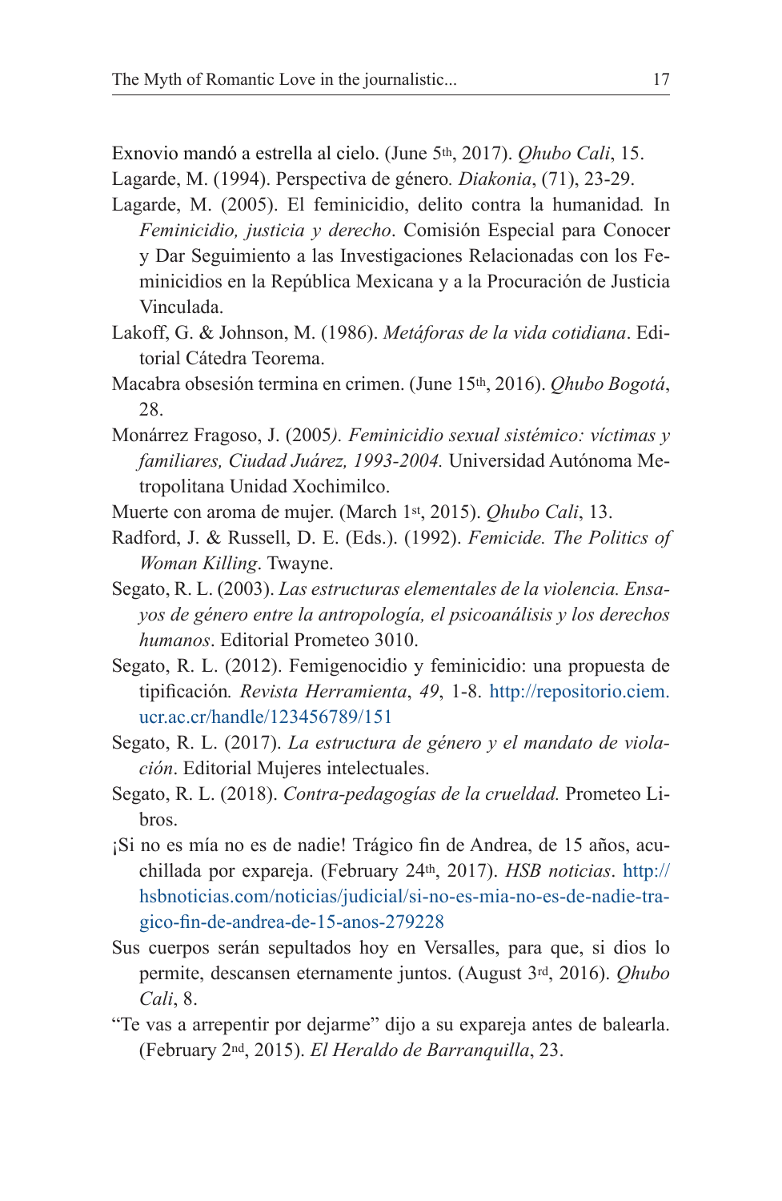Exnovio mandó a estrella al cielo. (June 5th, 2017). *Qhubo Cali*, 15.

Lagarde, M. (1994). Perspectiva de género. *Diakonia*, (71), 23-29.

Lagarde, M. (2005). El feminicidio, delito contra la humanidad. In *Feminicidio, justicia y derecho*. Comisión Especial para Conocer y Dar Seguimiento a las Investigaciones Relacionadas con los Feminicidios en la República Mexicana y a la Procuración de Justicia Vinculada.

Lakoff, G. & Johnson, M. (1986). *Metáforas de la vida cotidiana*. Editorial Cátedra Teorema.

Macabra obsesión termina en crimen. (June 15th, 2016). *Qhubo Bogotá*, 28.

Monárrez Fragoso, J. (2005*). Feminicidio sexual sistémico: víctimas y familiares, Ciudad Juárez, 1993-2004.* Universidad Autónoma Metropolitana Unidad Xochimilco.

Muerte con aroma de mujer. (March 1st, 2015). *Qhubo Cali*, 13.

Radford, J. & Russell, D. E. (Eds.). (1992). *Femicide. The Politics of Woman Killing*. Twayne.

Segato, R. L. (2003). *Las estructuras elementales de la violencia. Ensayos de género entre la antropología, el psicoanálisis y los derechos humanos*. Editorial Prometeo 3010.

Segato, R. L. (2012). Femigenocidio y feminicidio: una propuesta de tipificación*. Revista Herramienta*, *49*, 1-8. http://repositorio.ciem.ucr.ac.cr/handle/123456789/151

Segato, R. L. (2017). *La estructura de género y el mandato de violación*. Editorial Mujeres intelectuales.

Segato, R. L. (2018). *Contra-pedagogías de la crueldad.* Prometeo Libros.

¡Si no es mía no es de nadie! Trágico fin de Andrea, de 15 años, acuchillada por expareja. (February 24th, 2017). *HSB noticias*. http://hsbnoticias.com/noticias/judicial/si-no-es-mia-no-es-de-nadie-tragico-fin-de-andrea-de-15-anos-279228

Sus cuerpos serán sepultados hoy en Versalles, para que, si dios lo permite, descansen eternamente juntos. (August 3rd, 2016). *Qhubo Cali*, 8.

"Te vas a arrepentir por dejarme" dijo a su expareja antes de balearla. (February 2nd, 2015). *El Heraldo de Barranquilla*, 23.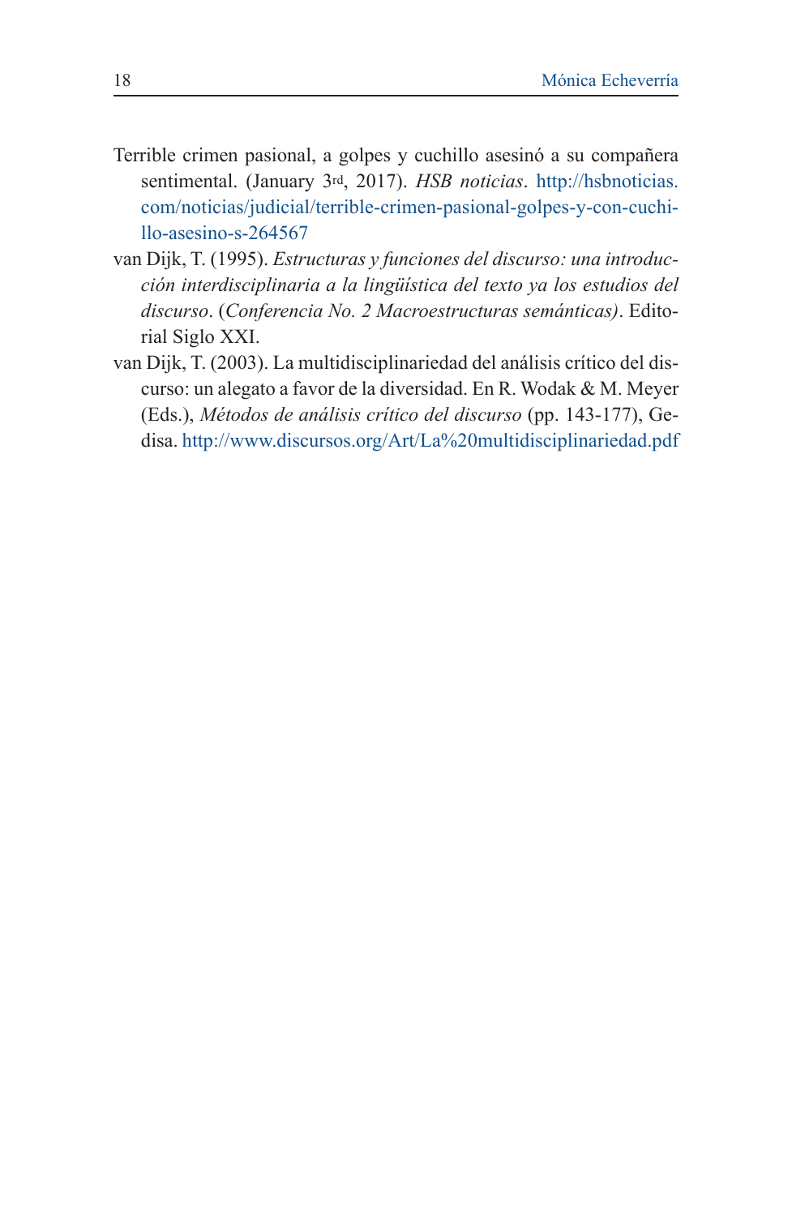Terrible crimen pasional, a golpes y cuchillo asesinó a su compañera sentimental. (January 3rd, 2017). *HSB noticias*. http://hsbnoticias.com/noticias/judicial/terrible-crimen-pasional-golpes-y-con-cuchillo-asesino-s-264567

van Dijk, T. (1995). *Estructuras y funciones del discurso: una introducción interdisciplinaria a la lingüística del texto ya los estudios del discurso*. (*Conferencia No. 2 Macroestructuras semánticas)*. Editorial Siglo XXI.

van Dijk, T. (2003). La multidisciplinariedad del análisis crítico del discurso: un alegato a favor de la diversidad. En R. Wodak & M. Meyer (Eds.), *Métodos de análisis crítico del discurso* (pp. 143-177), Gedisa. http://www.discursos.org/Art/La%20multidisciplinariedad.pdf